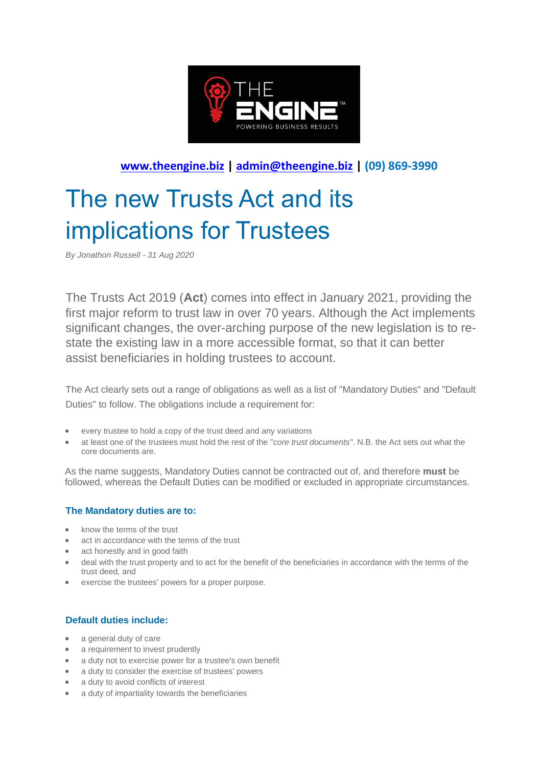**www.theengine.biz | admin@theengine.biz | (09) 869-3990**

# The new Trusts Act and its implications for Trustees

*By Jonathon Russell - 31 Aug 2020*

The Trusts Act 2019 (**Act**) comes into effect in January 2021, providing the first major reform to trust law in over 70 years. Although the Act implements significant changes, the over-arching purpose of the new legislation is to re-state the existing law in a more accessible format, so that it can better assist beneficiaries in holding trustees to account.

The Act clearly sets out a range of obligations as well as a list of "Mandatory Duties" and "Default Duties" to follow. The obligations include a requirement for:

- every trustee to hold a copy of the trust deed and any variations
- at least one of the trustees must hold the rest of the "*core trust documents"*. N.B. the Act sets out what the core documents are.

As the name suggests, Mandatory Duties cannot be contracted out of, and therefore **must** be followed, whereas the Default Duties can be modified or excluded in appropriate circumstances.

### The Mandatory duties are to:

- know the terms of the trust
- act in accordance with the terms of the trust
- act honestly and in good faith
- deal with the trust property and to act for the benefit of the beneficiaries in accordance with the terms of the trust deed, and
- exercise the trustees' powers for a proper purpose.

### Default duties include:

- a general duty of care
- a requirement to invest prudently
- a duty not to exercise power for a trustee's own benefit
- a duty to consider the exercise of trustees' powers
- a duty to avoid conflicts of interest
- a duty of impartiality towards the beneficiaries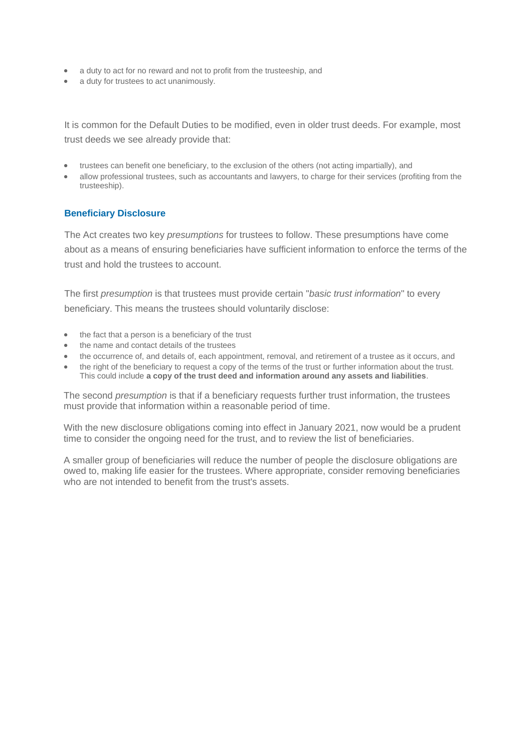- a duty to act for no reward and not to profit from the trusteeship, and
- a duty for trustees to act unanimously.

It is common for the Default Duties to be modified, even in older trust deeds. For example, most trust deeds we see already provide that:

- trustees can benefit one beneficiary, to the exclusion of the others (not acting impartially), and
- allow professional trustees, such as accountants and lawyers, to charge for their services (profiting from the trusteeship).

## Beneficiary Disclosure

The Act creates two key *presumptions* for trustees to follow. These presumptions have come about as a means of ensuring beneficiaries have sufficient information to enforce the terms of the trust and hold the trustees to account.

The first *presumption* is that trustees must provide certain "*basic trust information*" to every beneficiary. This means the trustees should voluntarily disclose:

- the fact that a person is a beneficiary of the trust
- the name and contact details of the trustees
- the occurrence of, and details of, each appointment, removal, and retirement of a trustee as it occurs, and
- the right of the beneficiary to request a copy of the terms of the trust or further information about the trust. This could include **a copy of the trust deed and information around any assets and liabilities**.

The second *presumption* is that if a beneficiary requests further trust information, the trustees must provide that information within a reasonable period of time.

With the new disclosure obligations coming into effect in January 2021, now would be a prudent time to consider the ongoing need for the trust, and to review the list of beneficiaries.

A smaller group of beneficiaries will reduce the number of people the disclosure obligations are owed to, making life easier for the trustees. Where appropriate, consider removing beneficiaries who are not intended to benefit from the trust's assets.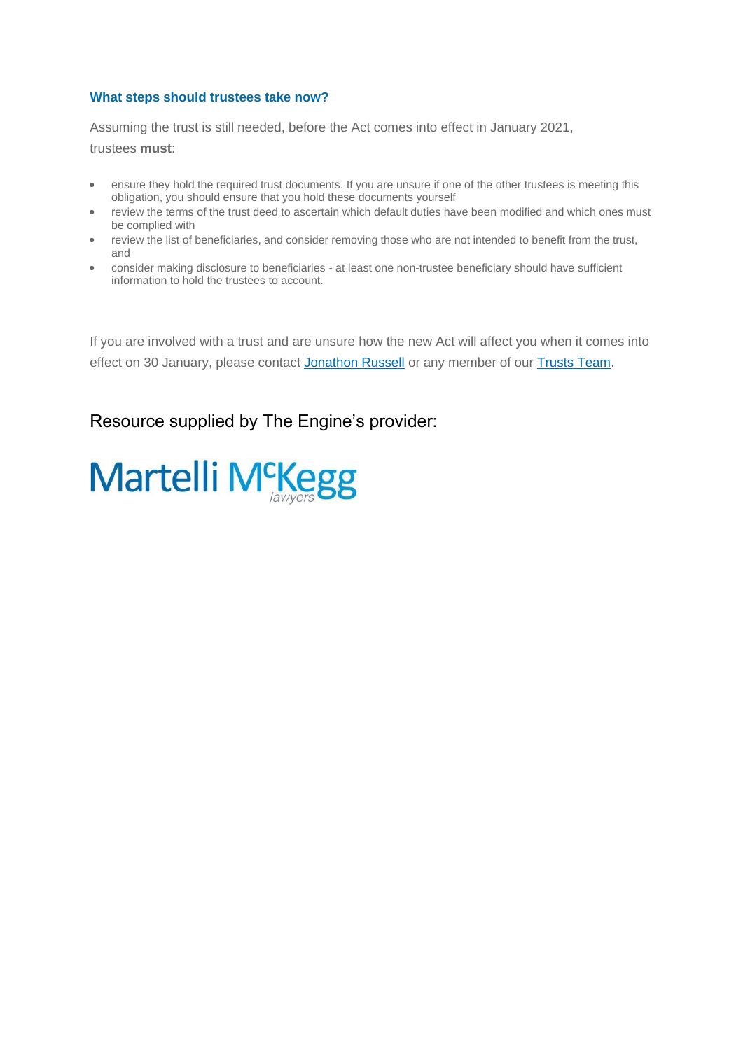### What steps should trustees take now?

Assuming the trust is still needed, before the Act comes into effect in January 2021, trustees **must**:

- ensure they hold the required trust documents. If you are unsure if one of the other trustees is meeting this obligation, you should ensure that you hold these documents yourself
- review the terms of the trust deed to ascertain which default duties have been modified and which ones must be complied with
- review the list of beneficiaries, and consider removing those who are not intended to benefit from the trust, and
- consider making disclosure to beneficiaries - at least one non-trustee beneficiary should have sufficient information to hold the trustees to account.

If you are involved with a trust and are unsure how the new Act will affect you when it comes into effect on 30 January, please contact Jonathon Russell or any member of our Trusts Team.

Resource supplied by The Engine's provider:

Martelli McKegg lawyers